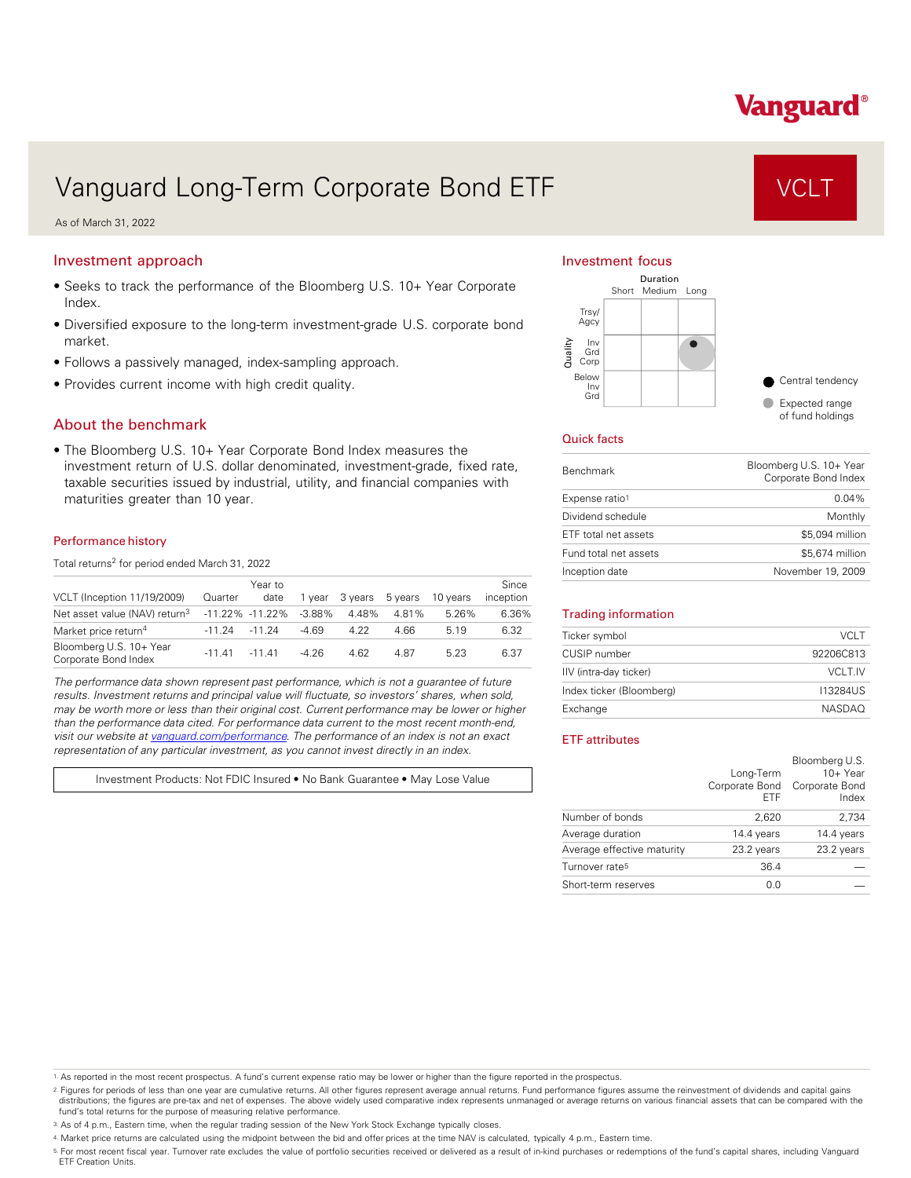Vanguard®

# Vanguard Long-Term Corporate Bond ETF

**VCLT**

As of March 31, 2022

## Investment approach

- Seeks to track the performance of the Bloomberg U.S. 10+ Year Corporate Index.
- Diversified exposure to the long-term investment-grade U.S. corporate bond market.
- Follows a passively managed, index-sampling approach.
- Provides current income with high credit quality.

## About the benchmark

- The Bloomberg U.S. 10+ Year Corporate Bond Index measures the investment return of U.S. dollar denominated, investment-grade, fixed rate, taxable securities issued by industrial, utility, and financial companies with maturities greater than 10 year.

## Performance history

Total returns[2] for period ended March 31, 2022

| VCLT (Inception 11/19/2009) | Quarter | Year to date | 1 year | 3 years | 5 years | 10 years | Since inception |
|---|---|---|---|---|---|---|---|
| Net asset value (NAV) return[3] | -11.22% | -11.22% | -3.88% | 4.48% | 4.81% | 5.26% | 6.36% |
| Market price return[4] | -11.24 | -11.24 | -4.69 | 4.22 | 4.66 | 5.19 | 6.32 |
| Bloomberg U.S. 10+ Year Corporate Bond Index | -11.41 | -11.41 | -4.26 | 4.62 | 4.87 | 5.23 | 6.37 |

*The performance data shown represent past performance, which is not a guarantee of future results. Investment returns and principal value will fluctuate, so investors' shares, when sold, may be worth more or less than their original cost. Current performance may be lower or higher than the performance data cited. For performance data current to the most recent month-end, visit our website at vanguard.com/performance. The performance of an index is not an exact representation of any particular investment, as you cannot invest directly in an index.*

Investment Products: Not FDIC Insured • No Bank Guarantee • May Lose Value

## Investment focus

| Quality \ Duration | Short | Medium | Long |
|---|---|---|---|
| Trsy/Agcy | | | |
| Inv Grd Corp | | | ● |
| Below Inv Grd | | | |

● Central tendency
● Expected range of fund holdings

## Quick facts

| | |
|---|---|
| Benchmark | Bloomberg U.S. 10+ Year Corporate Bond Index |
| Expense ratio[1] | 0.04% |
| Dividend schedule | Monthly |
| ETF total net assets | $5,094 million |
| Fund total net assets | $5,674 million |
| Inception date | November 19, 2009 |

## Trading information

| | |
|---|---|
| Ticker symbol | VCLT |
| CUSIP number | 92206C813 |
| IIV (intra-day ticker) | VCLT.IV |
| Index ticker (Bloomberg) | I13284US |
| Exchange | NASDAQ |

## ETF attributes

| | Long-Term Corporate Bond ETF | Bloomberg U.S. 10+ Year Corporate Bond Index |
|---|---|---|
| Number of bonds | 2,620 | 2,734 |
| Average duration | 14.4 years | 14.4 years |
| Average effective maturity | 23.2 years | 23.2 years |
| Turnover rate[5] | 36.4 | — |
| Short-term reserves | 0.0 | — |

1. As reported in the most recent prospectus. A fund's current expense ratio may be lower or higher than the figure reported in the prospectus.
2. Figures for periods of less than one year are cumulative returns. All other figures represent average annual returns. Fund performance figures assume the reinvestment of dividends and capital gains distributions; the figures are pre-tax and net of expenses. The above widely used comparative index represents unmanaged or average returns on various financial assets that can be compared with the fund's total returns for the purpose of measuring relative performance.
3. As of 4 p.m., Eastern time, when the regular trading session of the New York Stock Exchange typically closes.
4. Market price returns are calculated using the midpoint between the bid and offer prices at the time NAV is calculated, typically 4 p.m., Eastern time.
5. For most recent fiscal year. Turnover rate excludes the value of portfolio securities received or delivered as a result of in-kind purchases or redemptions of the fund's capital shares, including Vanguard ETF Creation Units.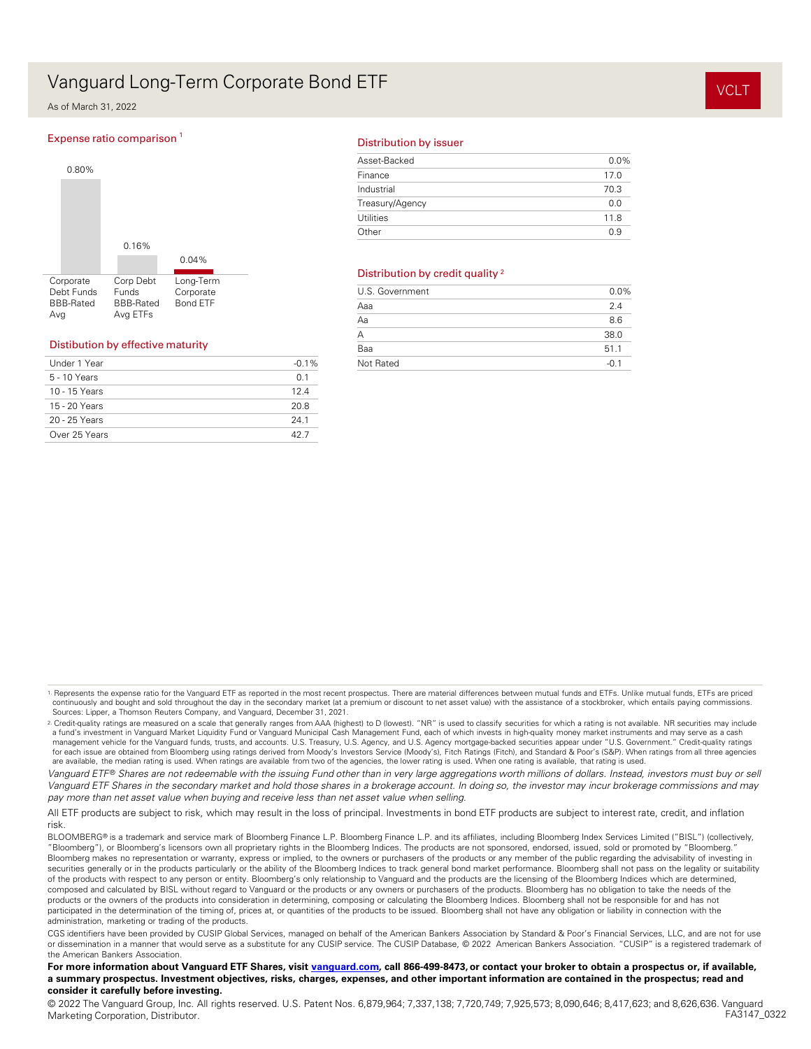# Vanguard Long-Term Corporate Bond ETF

As of March 31, 2022

VCLT

## Expense ratio comparison [1]

0.80%
Corporate Debt Funds BBB-Rated Avg

0.16%
Corp Debt Funds BBB-Rated Avg ETFs

0.04%
Long-Term Corporate Bond ETF

## Distibution by effective maturity

| | |
|---|---|
| Under 1 Year | -0.1% |
| 5 - 10 Years | 0.1 |
| 10 - 15 Years | 12.4 |
| 15 - 20 Years | 20.8 |
| 20 - 25 Years | 24.1 |
| Over 25 Years | 42.7 |

## Distribution by issuer

| | |
|---|---|
| Asset-Backed | 0.0% |
| Finance | 17.0 |
| Industrial | 70.3 |
| Treasury/Agency | 0.0 |
| Utilities | 11.8 |
| Other | 0.9 |

## Distribution by credit quality [2]

| | |
|---|---|
| U.S. Government | 0.0% |
| Aaa | 2.4 |
| Aa | 8.6 |
| A | 38.0 |
| Baa | 51.1 |
| Not Rated | -0.1 |

1. Represents the expense ratio for the Vanguard ETF as reported in the most recent prospectus. There are material differences between mutual funds and ETFs. Unlike mutual funds, ETFs are priced continuously and bought and sold throughout the day in the secondary market (at a premium or discount to net asset value) with the assistance of a stockbroker, which entails paying commissions. Sources: Lipper, a Thomson Reuters Company, and Vanguard, December 31, 2021.

2. Credit-quality ratings are measured on a scale that generally ranges from AAA (highest) to D (lowest). "NR" is used to classify securities for which a rating is not available. NR securities may include a fund's investment in Vanguard Market Liquidity Fund or Vanguard Municipal Cash Management Fund, each of which invests in high-quality money market instruments and may serve as a cash management vehicle for the Vanguard funds, trusts, and accounts. U.S. Treasury, U.S. Agency, and U.S. Agency mortgage-backed securities appear under "U.S. Government." Credit-quality ratings for each issue are obtained from Bloomberg using ratings derived from Moody's Investors Service (Moody's), Fitch Ratings (Fitch), and Standard & Poor's (S&P). When ratings from all three agencies are available, the median rating is used. When ratings are available from two of the agencies, the lower rating is used. When one rating is available, that rating is used.

*Vanguard ETF® Shares are not redeemable with the issuing Fund other than in very large aggregations worth millions of dollars. Instead, investors must buy or sell Vanguard ETF Shares in the secondary market and hold those shares in a brokerage account. In doing so, the investor may incur brokerage commissions and may pay more than net asset value when buying and receive less than net asset value when selling.*

All ETF products are subject to risk, which may result in the loss of principal. Investments in bond ETF products are subject to interest rate, credit, and inflation risk.

BLOOMBERG® is a trademark and service mark of Bloomberg Finance L.P. Bloomberg Finance L.P. and its affiliates, including Bloomberg Index Services Limited ("BISL") (collectively, "Bloomberg"), or Bloomberg's licensors own all proprietary rights in the Bloomberg Indices. The products are not sponsored, endorsed, issued, sold or promoted by "Bloomberg." Bloomberg makes no representation or warranty, express or implied, to the owners or purchasers of the products or any member of the public regarding the advisability of investing in securities generally or in the products particularly or the ability of the Bloomberg Indices to track general bond market performance. Bloomberg shall not pass on the legality or suitability of the products with respect to any person or entity. Bloomberg's only relationship to Vanguard and the products are the licensing of the Bloomberg Indices which are determined, composed and calculated by BISL without regard to Vanguard or the products or any owners or purchasers of the products. Bloomberg has no obligation to take the needs of the products or the owners of the products into consideration in determining, composing or calculating the Bloomberg Indices. Bloomberg shall not be responsible for and has not participated in the determination of the timing of, prices at, or quantities of the products to be issued. Bloomberg shall not have any obligation or liability in connection with the administration, marketing or trading of the products.

CGS identifiers have been provided by CUSIP Global Services, managed on behalf of the American Bankers Association by Standard & Poor's Financial Services, LLC, and are not for use or dissemination in a manner that would serve as a substitute for any CUSIP service. The CUSIP Database, © 2022 American Bankers Association. "CUSIP" is a registered trademark of the American Bankers Association.

**For more information about Vanguard ETF Shares, visit vanguard.com, call 866-499-8473, or contact your broker to obtain a prospectus or, if available, a summary prospectus. Investment objectives, risks, charges, expenses, and other important information are contained in the prospectus; read and consider it carefully before investing.**

© 2022 The Vanguard Group, Inc. All rights reserved. U.S. Patent Nos. 6,879,964; 7,337,138; 7,720,749; 7,925,573; 8,090,646; 8,417,623; and 8,626,636. Vanguard Marketing Corporation, Distributor.

FA3147_0322